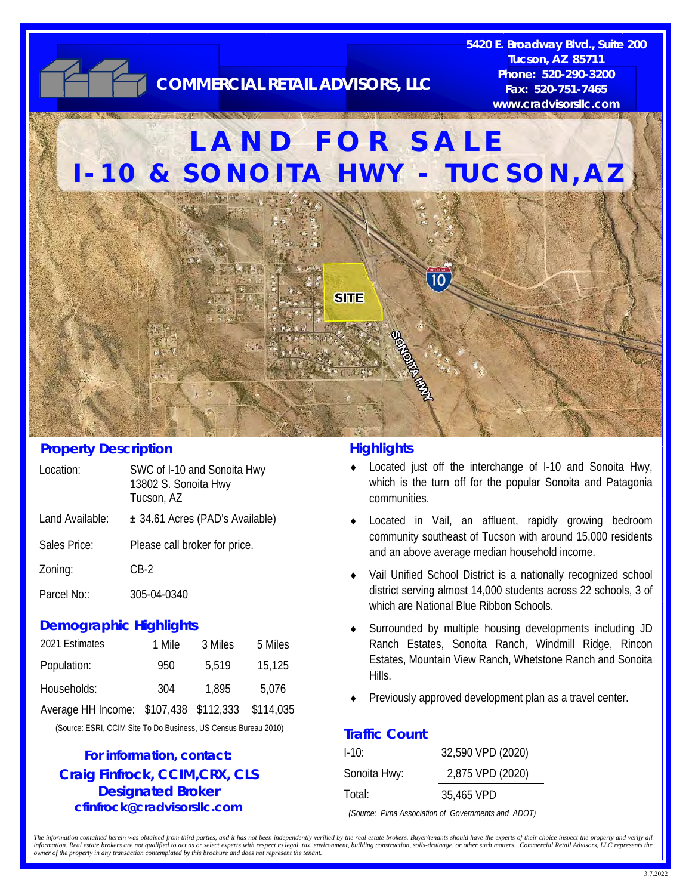**COMMERCIAL RETAIL ADVISORS, LLC**

5420 E. Broadway Blvd., Suite 200
Tucson, AZ 85711
Phone: 520-290-3200
Fax: 520-751-7465
www.cradvisorsllc.com

# LAND FOR SALE
# I-10 & SONOITA HWY - TUCSON, AZ

## Property Description

| | |
|---|---|
| Location: | SWC of I-10 and Sonoita Hwy<br>13802 S. Sonoita Hwy<br>Tucson, AZ |
| Land Available: | ± 34.61 Acres (PAD's Available) |
| Sales Price: | Please call broker for price. |
| Zoning: | CB-2 |
| Parcel No:: | 305-04-0340 |

## Demographic Highlights

| 2021 Estimates | 1 Mile | 3 Miles | 5 Miles |
|---|---|---|---|
| Population: | 950 | 5,519 | 15,125 |
| Households: | 304 | 1,895 | 5,076 |
| Average HH Income: | $107,438 | $112,333 | $114,035 |

(Source: ESRI, CCIM Site To Do Business, US Census Bureau 2010)

**For information, contact:**
**Craig Finfrock, CCIM,CRX, CLS**
**Designated Broker**
**cfinfrock@cradvisorsllc.com**

## Highlights

- Located just off the interchange of I-10 and Sonoita Hwy, which is the turn off for the popular Sonoita and Patagonia communities.
- Located in Vail, an affluent, rapidly growing bedroom community southeast of Tucson with around 15,000 residents and an above average median household income.
- Vail Unified School District is a nationally recognized school district serving almost 14,000 students across 22 schools, 3 of which are National Blue Ribbon Schools.
- Surrounded by multiple housing developments including JD Ranch Estates, Sonoita Ranch, Windmill Ridge, Rincon Estates, Mountain View Ranch, Whetstone Ranch and Sonoita Hills.
- Previously approved development plan as a travel center.

## Traffic Count

| | |
|---|---|
| I-10: | 32,590 VPD (2020) |
| Sonoita Hwy: | 2,875 VPD (2020) |
| Total: | 35,465 VPD |

*(Source: Pima Association of Governments and ADOT)*

*The information contained herein was obtained from third parties, and it has not been independently verified by the real estate brokers. Buyer/tenants should have the experts of their choice inspect the property and verify all information. Real estate brokers are not qualified to act as or select experts with respect to legal, tax, environment, building construction, soils-drainage, or other such matters. Commercial Retail Advisors, LLC represents the owner of the property in any transaction contemplated by this brochure and does not represent the tenant.*

3.7.2022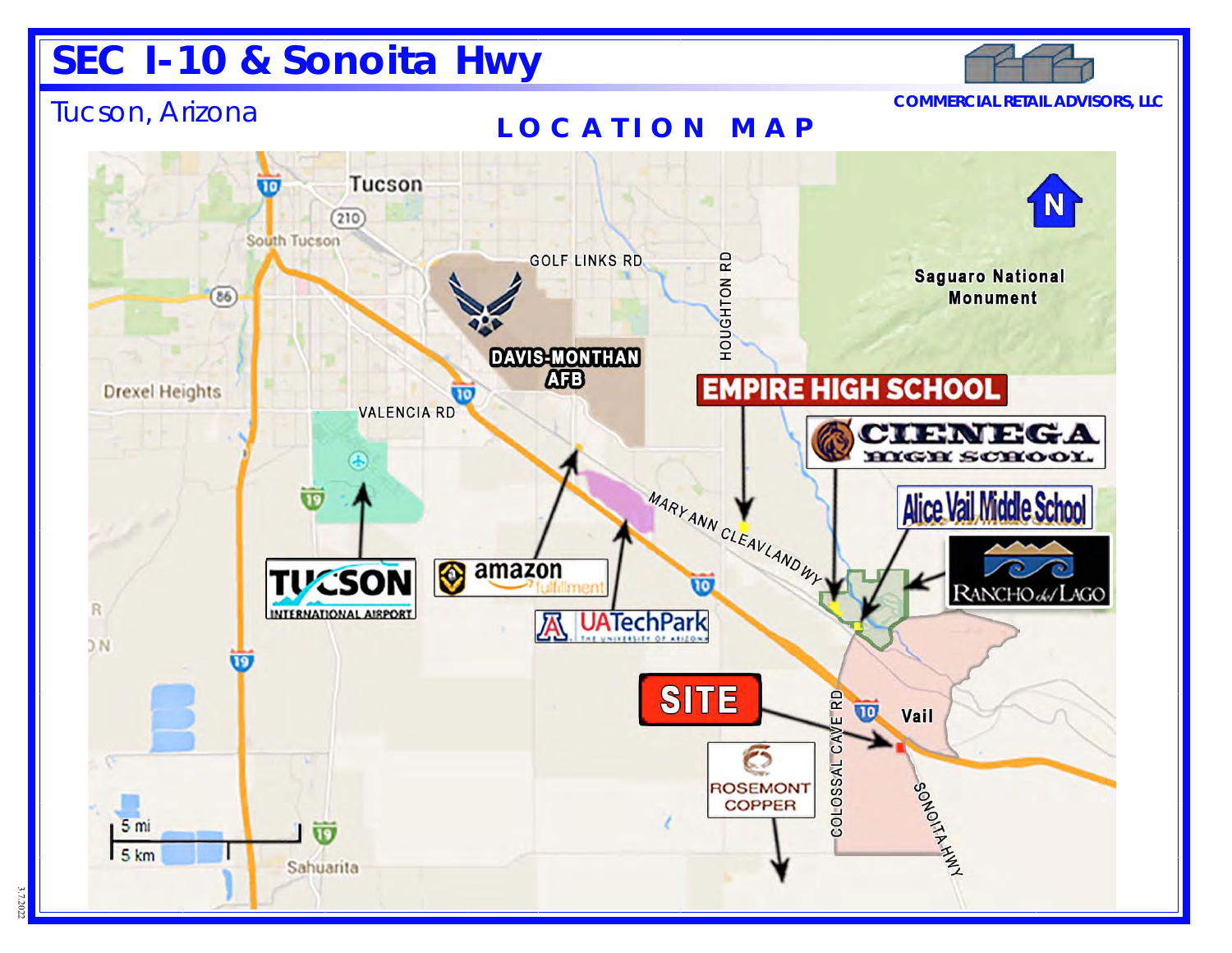# SEC I-10 & Sonoita Hwy

Tucson, Arizona

COMMERCIAL RETAIL ADVISORS, LLC

## LOCATION MAP

Tucson

South Tucson

Drexel Heights

GOLF LINKS RD

HOUGHTON RD

Saguaro National Monument

DAVIS-MONTHAN AFB

VALENCIA RD

EMPIRE HIGH SCHOOL

CIENEGA HIGH SCHOOL

Alice Vail Middle School

RANCHO del LAGO

MARY ANN CLEAVLAND WY

TUCSON INTERNATIONAL AIRPORT

amazon fulfillment

UATechPark THE UNIVERSITY OF ARIZONA

SITE

ROSEMONT COPPER

COLOSSAL CAVE RD

Vail

SONOITA HWY

Sahuarita

5 mi

5 km

N

3.7.2022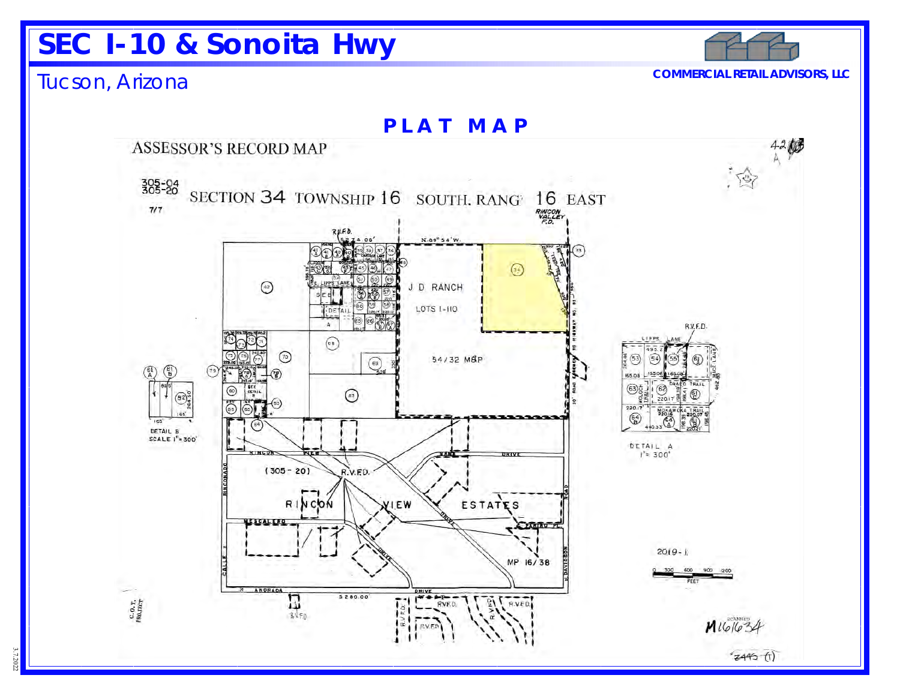# SEC I-10 & Sonoita Hwy

## Tucson, Arizona

COMMERCIAL RETAIL ADVISORS, LLC

## PLAT MAP

ASSESSOR'S RECORD MAP

305-04
305-20

7/7

SECTION 34 TOWNSHIP 16 SOUTH, RANGE 16 EAST

RINCON VALLEY F.D.

J D RANCH

LOTS 1-110

54/32 M&P

RINCON VIEW ESTATES

MP 16/38

(305-20)

DETAIL A
1" = 300'

DETAIL B
SCALE 1" = 300'

2019-1

M161634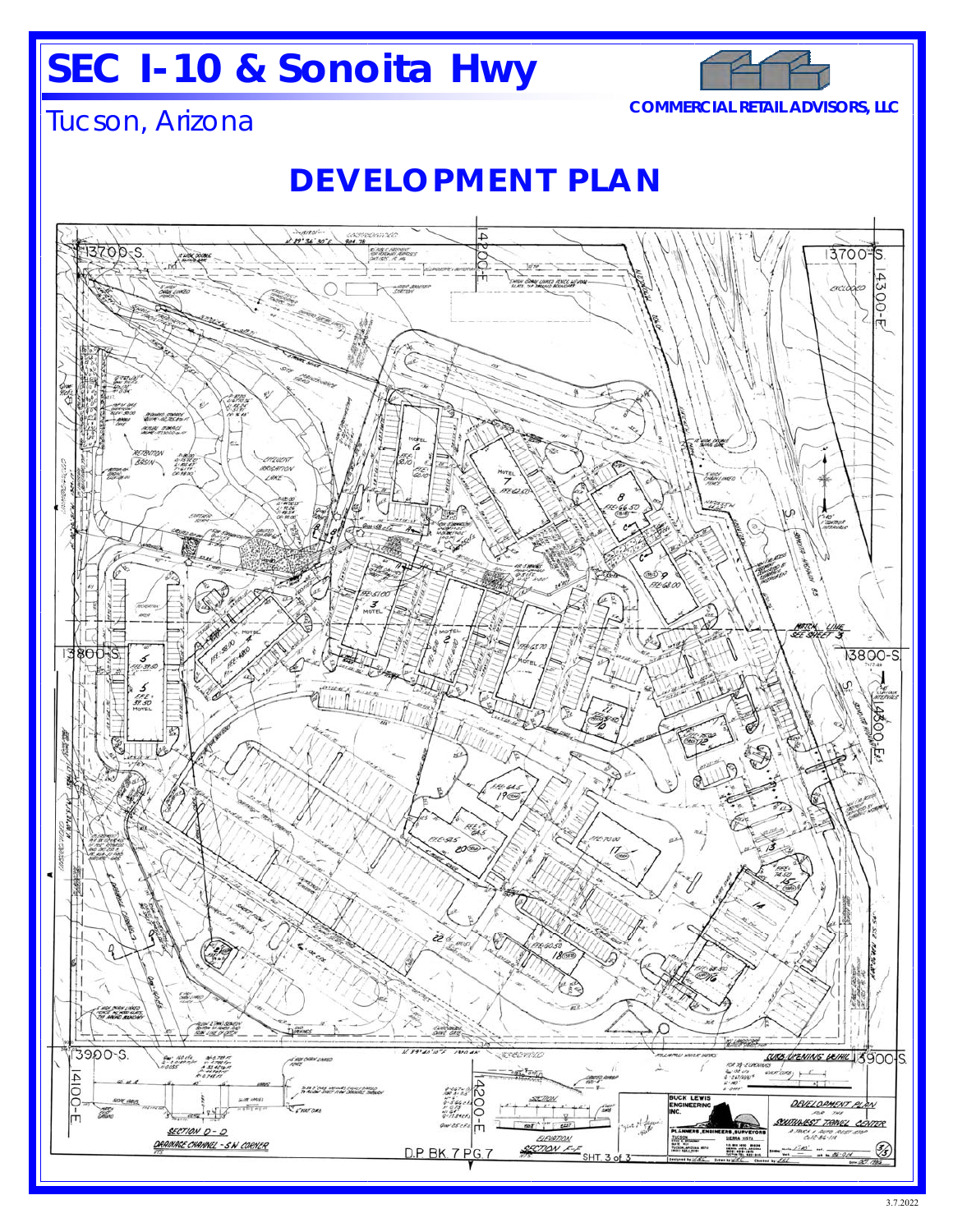# SEC I-10 & Sonoita Hwy

Tucson, Arizona

COMMERCIAL RETAIL ADVISORS, LLC

## DEVELOPMENT PLAN

13700-S.

14200-E

13700-S.

14300-E

13800-S.

13800-S.

14300-E

13900-S.

14100-E

14200-E

13900-S.

MOTEL

SECTION D-D

DRAINAGE CHANNEL - SW CORNER

D.P. BK 7 PG 7

SECTION F-F

SHT. 3 of 3

BUCK LEWIS ENGINEERING INC.

PLANNERS, ENGINEERS, SURVEYORS

DEVELOPMENT PLAN FOR THE SOUTHWEST TRAVEL CENTER

CURB OPENING DETAIL

3.7.2022